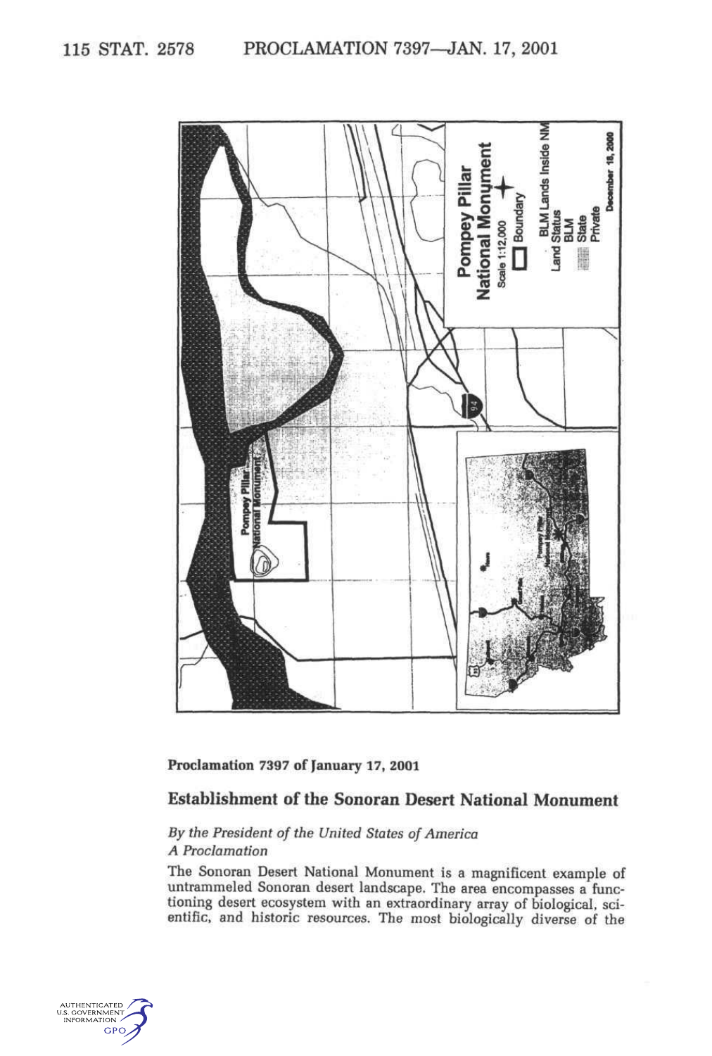Pompey Pillar National Monument

Scale 1:12,000

Boundary

BLM Lands Inside NM

Land Status

BLM

State

Private

December 18, 2000

**Proclamation 7397 of January 17, 2001**

## Establishment of the Sonoran Desert National Monument

*By the President of the United States of America*

*A Proclamation*

The Sonoran Desert National Monument is a magnificent example of untrammeled Sonoran desert landscape. The area encompasses a functioning desert ecosystem with an extraordinary array of biological, scientific, and historic resources. The most biologically diverse of the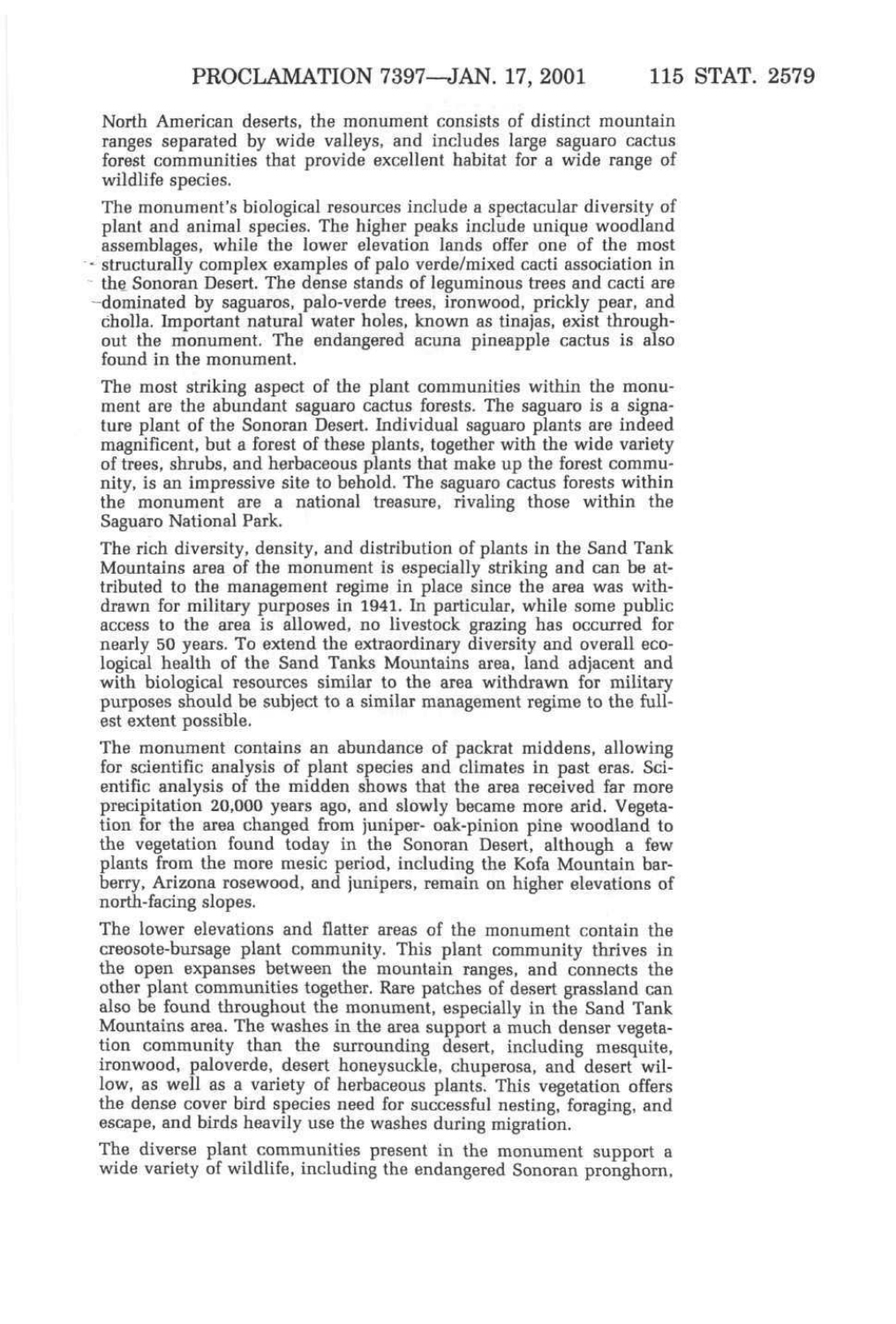North American deserts, the monument consists of distinct mountain ranges separated by wide valleys, and includes large saguaro cactus forest communities that provide excellent habitat for a wide range of wildlife species.

The monument's biological resources include a spectacular diversity of plant and animal species. The higher peaks include unique woodland assemblages, while the lower elevation lands offer one of the most structurally complex examples of palo verde/mixed cacti association in the Sonoran Desert. The dense stands of leguminous trees and cacti are dominated by saguaros, palo-verde trees, ironwood, prickly pear, and cholla. Important natural water holes, known as tinajas, exist throughout the monument. The endangered acuna pineapple cactus is also found in the monument.

The most striking aspect of the plant communities within the monument are the abundant saguaro cactus forests. The saguaro is a signature plant of the Sonoran Desert. Individual saguaro plants are indeed magnificent, but a forest of these plants, together with the wide variety of trees, shrubs, and herbaceous plants that make up the forest community, is an impressive site to behold. The saguaro cactus forests within the monument are a national treasure, rivaling those within the Saguaro National Park.

The rich diversity, density, and distribution of plants in the Sand Tank Mountains area of the monument is especially striking and can be attributed to the management regime in place since the area was withdrawn for military purposes in 1941. In particular, while some public access to the area is allowed, no livestock grazing has occurred for nearly 50 years. To extend the extraordinary diversity and overall ecological health of the Sand Tanks Mountains area, land adjacent and with biological resources similar to the area withdrawn for military purposes should be subject to a similar management regime to the fullest extent possible.

The monument contains an abundance of packrat middens, allowing for scientific analysis of plant species and climates in past eras. Scientific analysis of the midden shows that the area received far more precipitation 20,000 years ago, and slowly became more arid. Vegetation for the area changed from juniper- oak-pinion pine woodland to the vegetation found today in the Sonoran Desert, although a few plants from the more mesic period, including the Kofa Mountain barberry, Arizona rosewood, and junipers, remain on higher elevations of north-facing slopes.

The lower elevations and flatter areas of the monument contain the creosote-bursage plant community. This plant community thrives in the open expanses between the mountain ranges, and connects the other plant communities together. Rare patches of desert grassland can also be found throughout the monument, especially in the Sand Tank Mountains area. The washes in the area support a much denser vegetation community than the surrounding desert, including mesquite, ironwood, paloverde, desert honeysuckle, chuperosa, and desert willow, as well as a variety of herbaceous plants. This vegetation offers the dense cover bird species need for successful nesting, foraging, and escape, and birds heavily use the washes during migration.

The diverse plant communities present in the monument support a wide variety of wildlife, including the endangered Sonoran pronghorn,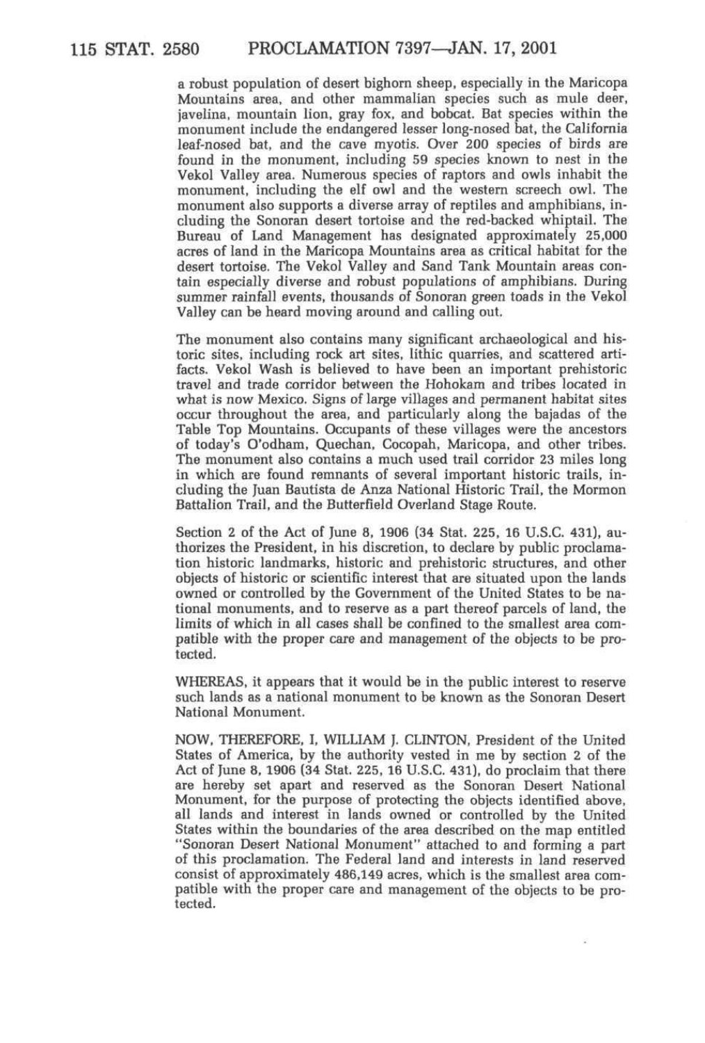a robust population of desert bighorn sheep, especially in the Maricopa Mountains area, and other mammalian species such as mule deer, javelina, mountain lion, gray fox, and bobcat. Bat species within the monument include the endangered lesser long-nosed bat, the California leaf-nosed bat, and the cave myotis. Over 200 species of birds are found in the monument, including 59 species known to nest in the Vekol Valley area. Numerous species of raptors and owls inhabit the monument, including the elf owl and the western screech owl. The monument also supports a diverse array of reptiles and amphibians, including the Sonoran desert tortoise and the red-backed whiptail. The Bureau of Land Management has designated approximately 25,000 acres of land in the Maricopa Mountains area as critical habitat for the desert tortoise. The Vekol Valley and Sand Tank Mountain areas contain especially diverse and robust populations of amphibians. During summer rainfall events, thousands of Sonoran green toads in the Vekol Valley can be heard moving around and calling out.

The monument also contains many significant archaeological and historic sites, including rock art sites, lithic quarries, and scattered artifacts. Vekol Wash is believed to have been an important prehistoric travel and trade corridor between the Hohokam and tribes located in what is now Mexico. Signs of large villages and permanent habitat sites occur throughout the area, and particularly along the bajadas of the Table Top Mountains. Occupants of these villages were the ancestors of today's O'odham, Quechan, Cocopah, Maricopa, and other tribes. The monument also contains a much used trail corridor 23 miles long in which are found remnants of several important historic trails, including the Juan Bautista de Anza National Historic Trail, the Mormon Battalion Trail, and the Butterfield Overland Stage Route.

Section 2 of the Act of June 8, 1906 (34 Stat. 225, 16 U.S.C. 431), authorizes the President, in his discretion, to declare by public proclamation historic landmarks, historic and prehistoric structures, and other objects of historic or scientific interest that are situated upon the lands owned or controlled by the Government of the United States to be national monuments, and to reserve as a part thereof parcels of land, the limits of which in all cases shall be confined to the smallest area compatible with the proper care and management of the objects to be protected.

WHEREAS, it appears that it would be in the public interest to reserve such lands as a national monument to be known as the Sonoran Desert National Monument.

NOW, THEREFORE, I, WILLIAM J. CLINTON, President of the United States of America, by the authority vested in me by section 2 of the Act of June 8, 1906 (34 Stat. 225, 16 U.S.C. 431), do proclaim that there are hereby set apart and reserved as the Sonoran Desert National Monument, for the purpose of protecting the objects identified above, all lands and interest in lands owned or controlled by the United States within the boundaries of the area described on the map entitled "Sonoran Desert National Monument" attached to and forming a part of this proclamation. The Federal land and interests in land reserved consist of approximately 486,149 acres, which is the smallest area compatible with the proper care and management of the objects to be protected.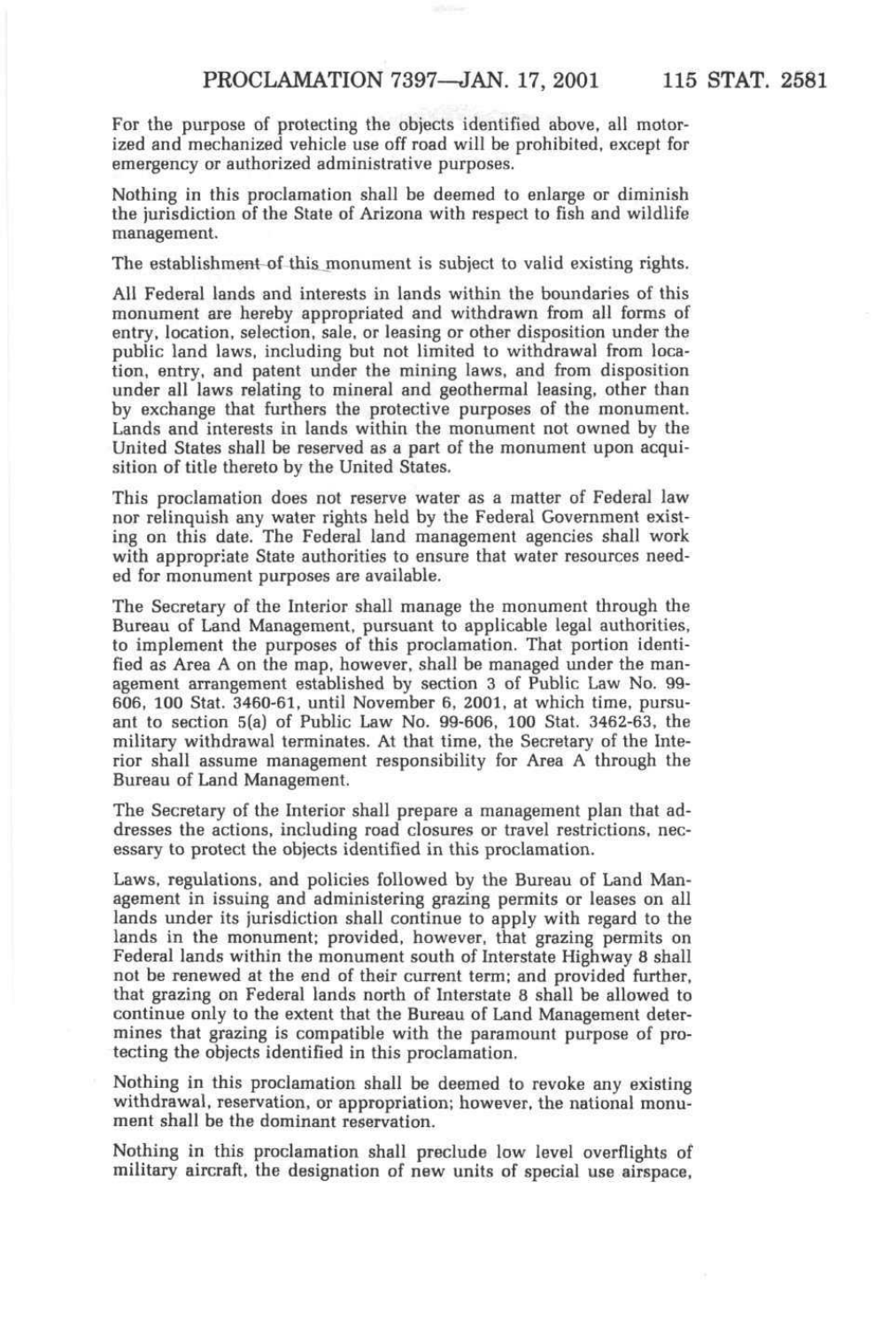For the purpose of protecting the objects identified above, all motorized and mechanized vehicle use off road will be prohibited, except for emergency or authorized administrative purposes.

Nothing in this proclamation shall be deemed to enlarge or diminish the jurisdiction of the State of Arizona with respect to fish and wildlife management.

The establishment of this monument is subject to valid existing rights.

All Federal lands and interests in lands within the boundaries of this monument are hereby appropriated and withdrawn from all forms of entry, location, selection, sale, or leasing or other disposition under the public land laws, including but not limited to withdrawal from location, entry, and patent under the mining laws, and from disposition under all laws relating to mineral and geothermal leasing, other than by exchange that furthers the protective purposes of the monument. Lands and interests in lands within the monument not owned by the United States shall be reserved as a part of the monument upon acquisition of title thereto by the United States.

This proclamation does not reserve water as a matter of Federal law nor relinquish any water rights held by the Federal Government existing on this date. The Federal land management agencies shall work with appropriate State authorities to ensure that water resources needed for monument purposes are available.

The Secretary of the Interior shall manage the monument through the Bureau of Land Management, pursuant to applicable legal authorities, to implement the purposes of this proclamation. That portion identified as Area A on the map, however, shall be managed under the management arrangement established by section 3 of Public Law No. 99-606, 100 Stat. 3460-61, until November 6, 2001, at which time, pursuant to section 5(a) of Public Law No. 99-606, 100 Stat. 3462-63, the military withdrawal terminates. At that time, the Secretary of the Interior shall assume management responsibility for Area A through the Bureau of Land Management.

The Secretary of the Interior shall prepare a management plan that addresses the actions, including road closures or travel restrictions, necessary to protect the objects identified in this proclamation.

Laws, regulations, and policies followed by the Bureau of Land Management in issuing and administering grazing permits or leases on all lands under its jurisdiction shall continue to apply with regard to the lands in the monument; provided, however, that grazing permits on Federal lands within the monument south of Interstate Highway 8 shall not be renewed at the end of their current term; and provided further, that grazing on Federal lands north of Interstate 8 shall be allowed to continue only to the extent that the Bureau of Land Management determines that grazing is compatible with the paramount purpose of protecting the objects identified in this proclamation.

Nothing in this proclamation shall be deemed to revoke any existing withdrawal, reservation, or appropriation; however, the national monument shall be the dominant reservation.

Nothing in this proclamation shall preclude low level overflights of military aircraft, the designation of new units of special use airspace,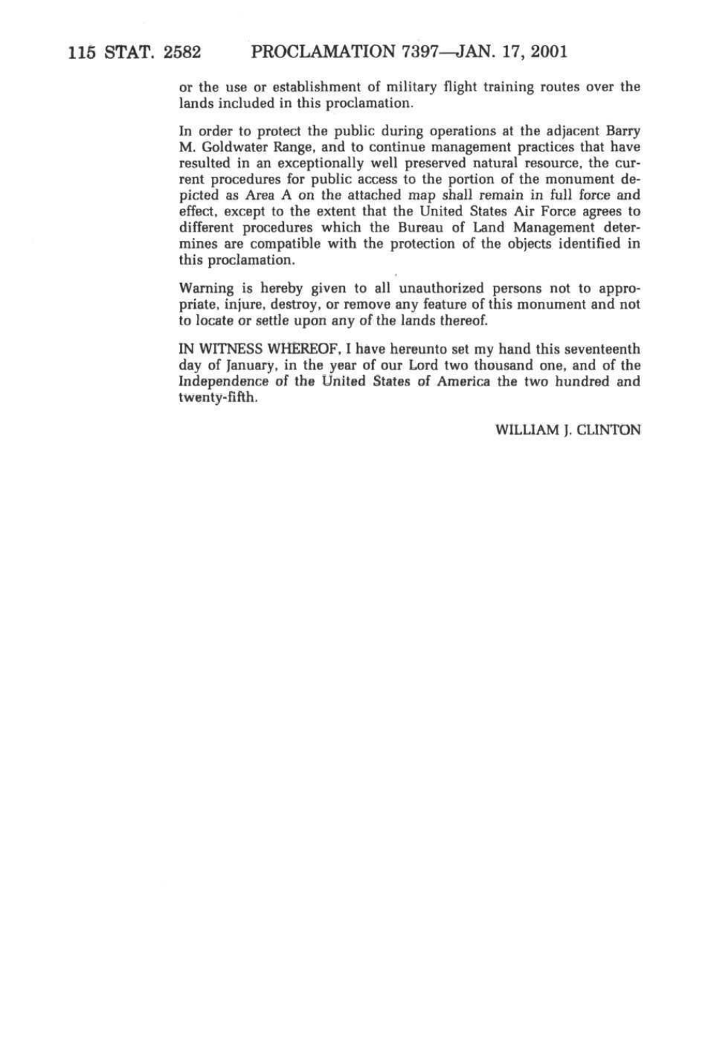or the use or establishment of military flight training routes over the lands included in this proclamation.

In order to protect the public during operations at the adjacent Barry M. Goldwater Range, and to continue management practices that have resulted in an exceptionally well preserved natural resource, the current procedures for public access to the portion of the monument depicted as Area A on the attached map shall remain in full force and effect, except to the extent that the United States Air Force agrees to different procedures which the Bureau of Land Management determines are compatible with the protection of the objects identified in this proclamation.

Warning is hereby given to all unauthorized persons not to appropriate, injure, destroy, or remove any feature of this monument and not to locate or settle upon any of the lands thereof.

IN WITNESS WHEREOF, I have hereunto set my hand this seventeenth day of January, in the year of our Lord two thousand one, and of the Independence of the United States of America the two hundred and twenty-fifth.

WILLIAM J. CLINTON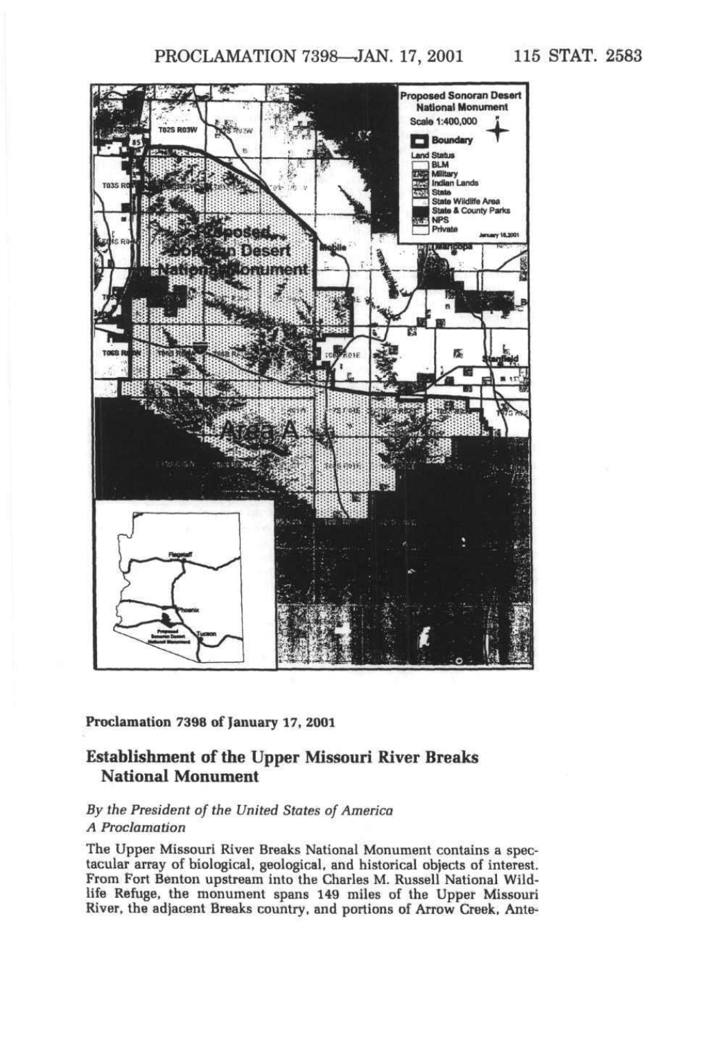Proposed Sonoran Desert
National Monument
Scale 1:400,000

Boundary

Land Status
BLM
Military
Indian Lands
State
State Wildlife Area
State & County Parks
NPS
Private

January 16, 2001

Proposed Sonoran Desert National Monument

Area A

Flagstaff
Phoenix
Tucson
Proposed Sonoran Desert National Monument

**Proclamation 7398 of January 17, 2001**

## Establishment of the Upper Missouri River Breaks National Monument

*By the President of the United States of America*
*A Proclamation*

The Upper Missouri River Breaks National Monument contains a spectacular array of biological, geological, and historical objects of interest. From Fort Benton upstream into the Charles M. Russell National Wildlife Refuge, the monument spans 149 miles of the Upper Missouri River, the adjacent Breaks country, and portions of Arrow Creek, Ante-